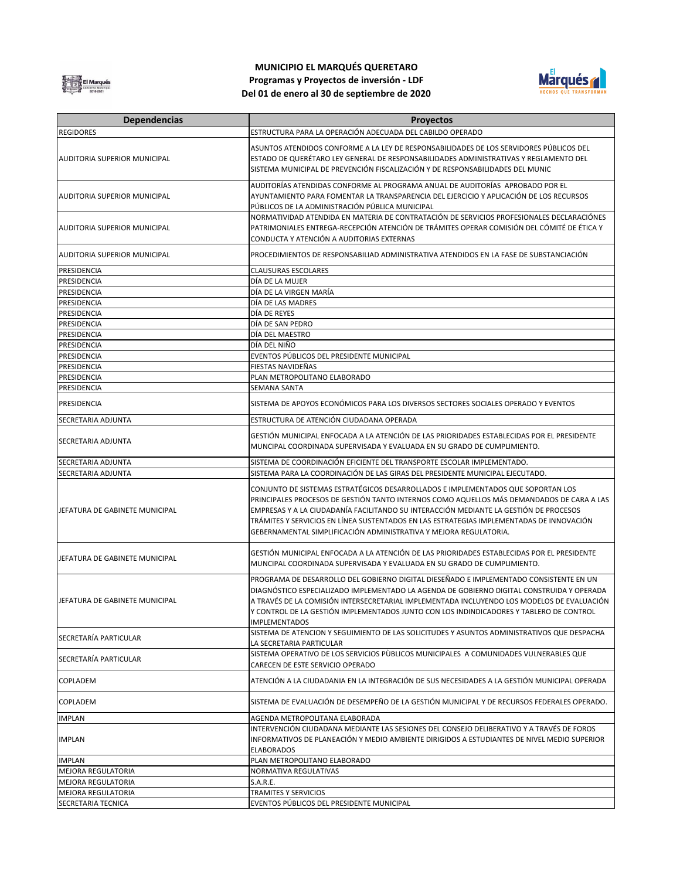# MUNICIPIO EL MARQUÉS QUERETARO
## Programas y Proyectos de inversión - LDF
## Del 01 de enero al 30 de septiembre de 2020

| Dependencias | Proyectos |
|---|---|
| REGIDORES | ESTRUCTURA PARA LA OPERACIÓN ADECUADA DEL CABILDO OPERADO |
| AUDITORIA SUPERIOR MUNICIPAL | ASUNTOS ATENDIDOS CONFORME A LA LEY DE RESPONSABILIDADES DE LOS SERVIDORES PÚBLICOS DEL ESTADO DE QUERÉTARO LEY GENERAL DE RESPONSABILIDADES ADMINISTRATIVAS Y REGLAMENTO DEL SISTEMA MUNICIPAL DE PREVENCIÓN FISCALIZACIÓN Y DE RESPONSABILIDADES DEL MUNIC |
| AUDITORIA SUPERIOR MUNICIPAL | AUDITORÍAS ATENDIDAS CONFORME AL PROGRAMA ANUAL DE AUDITORÍAS APROBADO POR EL AYUNTAMIENTO PARA FOMENTAR LA TRANSPARENCIA DEL EJERCICIO Y APLICACIÓN DE LOS RECURSOS PÚBLICOS DE LA ADMINISTRACIÓN PÚBLICA MUNICIPAL |
| AUDITORIA SUPERIOR MUNICIPAL | NORMATIVIDAD ATENDIDA EN MATERIA DE CONTRATACIÓN DE SERVICIOS PROFESIONALES DECLARACIÓNES PATRIMONIALES ENTREGA-RECEPCIÓN ATENCIÓN DE TRÁMITES OPERAR COMISIÓN DEL CÓMITÉ DE ÉTICA Y CONDUCTA Y ATENCIÓN A AUDITORIAS EXTERNAS |
| AUDITORIA SUPERIOR MUNICIPAL | PROCEDIMIENTOS DE RESPONSABILIAD ADMINISTRATIVA ATENDIDOS EN LA FASE DE SUBSTANCIACIÓN |
| PRESIDENCIA | CLAUSURAS ESCOLARES |
| PRESIDENCIA | DÍA DE LA MUJER |
| PRESIDENCIA | DÍA DE LA VIRGEN MARÍA |
| PRESIDENCIA | DÍA DE LAS MADRES |
| PRESIDENCIA | DÍA DE REYES |
| PRESIDENCIA | DÍA DE SAN PEDRO |
| PRESIDENCIA | DÍA DEL MAESTRO |
| PRESIDENCIA | DÍA DEL NIÑO |
| PRESIDENCIA | EVENTOS PÚBLICOS DEL PRESIDENTE MUNICIPAL |
| PRESIDENCIA | FIESTAS NAVIDEÑAS |
| PRESIDENCIA | PLAN METROPOLITANO ELABORADO |
| PRESIDENCIA | SEMANA SANTA |
| PRESIDENCIA | SISTEMA DE APOYOS ECONÓMICOS PARA LOS DIVERSOS SECTORES SOCIALES OPERADO Y EVENTOS |
| SECRETARIA ADJUNTA | ESTRUCTURA DE ATENCIÓN CIUDADANA OPERADA |
| SECRETARIA ADJUNTA | GESTIÓN MUNICIPAL ENFOCADA A LA ATENCIÓN DE LAS PRIORIDADES ESTABLECIDAS POR EL PRESIDENTE MUNCIPAL COORDINADA SUPERVISADA Y EVALUADA EN SU GRADO DE CUMPLIMIENTO. |
| SECRETARIA ADJUNTA | SISTEMA DE COORDINACIÓN EFICIENTE DEL TRANSPORTE ESCOLAR IMPLEMENTADO. |
| SECRETARIA ADJUNTA | SISTEMA PARA LA COORDINACIÓN DE LAS GIRAS DEL PRESIDENTE MUNICIPAL EJECUTADO. |
| JEFATURA DE GABINETE MUNICIPAL | CONJUNTO DE SISTEMAS ESTRATÉGICOS DESARROLLADOS E IMPLEMENTADOS QUE SOPORTAN LOS PRINCIPALES PROCESOS DE GESTIÓN TANTO INTERNOS COMO AQUELLOS MÁS DEMANDADOS DE CARA A LAS EMPRESAS Y A LA CIUDADANÍA FACILITANDO SU INTERACCIÓN MEDIANTE LA GESTIÓN DE PROCESOS TRÁMITES Y SERVICIOS EN LÍNEA SUSTENTADOS EN LAS ESTRATEGIAS IMPLEMENTADAS DE INNOVACIÓN GEBERNAMENTAL SIMPLIFICACIÓN ADMINISTRATIVA Y MEJORA REGULATORIA. |
| JEFATURA DE GABINETE MUNICIPAL | GESTIÓN MUNICIPAL ENFOCADA A LA ATENCIÓN DE LAS PRIORIDADES ESTABLECIDAS POR EL PRESIDENTE MUNCIPAL COORDINADA SUPERVISADA Y EVALUADA EN SU GRADO DE CUMPLIMIENTO. |
| JEFATURA DE GABINETE MUNICIPAL | PROGRAMA DE DESARROLLO DEL GOBIERNO DIGITAL DIESEÑADO E IMPLEMENTADO CONSISTENTE EN UN DIAGNÓSTICO ESPECIALIZADO IMPLEMENTADO LA AGENDA DE GOBIERNO DIGITAL CONSTRUIDA Y OPERADA A TRAVÉS DE LA COMISIÓN INTERSECRETARIAL IMPLEMENTADA INCLUYENDO LOS MODELOS DE EVALUACIÓN Y CONTROL DE LA GESTIÓN IMPLEMENTADOS JUNTO CON LOS INDINDICADORES Y TABLERO DE CONTROL IMPLEMENTADOS |
| SECRETARÍA PARTICULAR | SISTEMA DE ATENCION Y SEGUIMIENTO DE LAS SOLICITUDES Y ASUNTOS ADMINISTRATIVOS QUE DESPACHA LA SECRETARIA PARTICULAR |
| SECRETARÍA PARTICULAR | SISTEMA OPERATIVO DE LOS SERVICIOS PÙBLICOS MUNICIPALES A COMUNIDADES VULNERABLES QUE CARECEN DE ESTE SERVICIO OPERADO |
| COPLADEM | ATENCIÓN A LA CIUDADANIA EN LA INTEGRACIÓN DE SUS NECESIDADES A LA GESTIÓN MUNICIPAL OPERADA |
| COPLADEM | SISTEMA DE EVALUACIÓN DE DESEMPEÑO DE LA GESTIÓN MUNICIPAL Y DE RECURSOS FEDERALES OPERADO. |
| IMPLAN | AGENDA METROPOLITANA ELABORADA |
| IMPLAN | INTERVENCIÓN CIUDADANA MEDIANTE LAS SESIONES DEL CONSEJO DELIBERATIVO Y A TRAVÉS DE FOROS INFORMATIVOS DE PLANEACIÓN Y MEDIO AMBIENTE DIRIGIDOS A ESTUDIANTES DE NIVEL MEDIO SUPERIOR ELABORADOS |
| IMPLAN | PLAN METROPOLITANO ELABORADO |
| MEJORA REGULATORIA | NORMATIVA REGULATIVAS |
| MEJORA REGULATORIA | S.A.R.E. |
| MEJORA REGULATORIA | TRAMITES Y SERVICIOS |
| SECRETARIA TECNICA | EVENTOS PÚBLICOS DEL PRESIDENTE MUNICIPAL |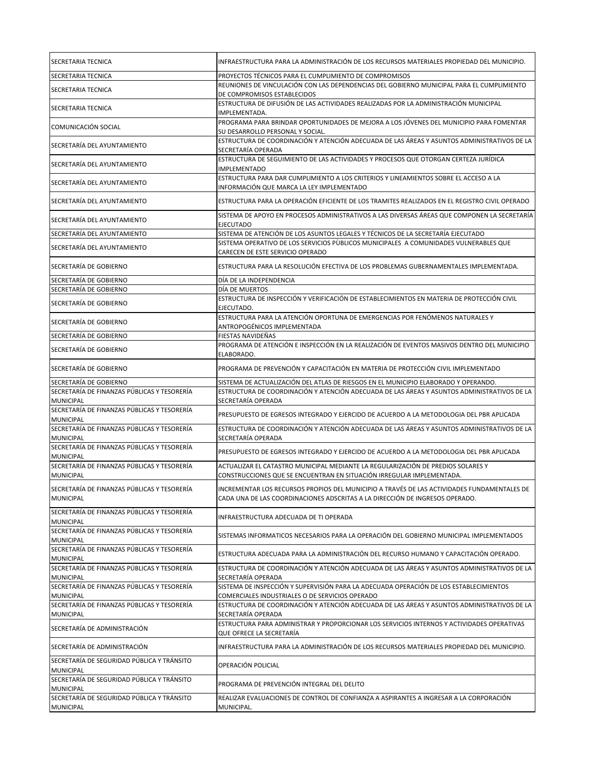| | |
|---|---|
| SECRETARIA TECNICA | INFRAESTRUCTURA PARA LA ADMINISTRACIÓN DE LOS RECURSOS MATERIALES PROPIEDAD DEL MUNICIPIO. |
| SECRETARIA TECNICA | PROYECTOS TÉCNICOS PARA EL CUMPLIMIENTO DE COMPROMISOS |
| SECRETARIA TECNICA | REUNIONES DE VINCULACIÓN CON LAS DEPENDENCIAS DEL GOBIERNO MUNICIPAL PARA EL CUMPLIMIENTO DE COMPROMISOS ESTABLECIDOS |
| SECRETARIA TECNICA | ESTRUCTURA DE DIFUSIÓN DE LAS ACTIVIDADES REALIZADAS POR LA ADMINISTRACIÓN MUNICIPAL IMPLEMENTADA. |
| COMUNICACIÓN SOCIAL | PROGRAMA PARA BRINDAR OPORTUNIDADES DE MEJORA A LOS JÓVENES DEL MUNICIPIO PARA FOMENTAR SU DESARROLLO PERSONAL Y SOCIAL. |
| SECRETARÍA DEL AYUNTAMIENTO | ESTRUCTURA DE COORDINACIÓN Y ATENCIÓN ADECUADA DE LAS ÁREAS Y ASUNTOS ADMINISTRATIVOS DE LA SECRETARÍA OPERADA |
| SECRETARÍA DEL AYUNTAMIENTO | ESTRUCTURA DE SEGUIMIENTO DE LAS ACTIVIDADES Y PROCESOS QUE OTORGAN CERTEZA JURÍDICA IMPLEMENTADO |
| SECRETARÍA DEL AYUNTAMIENTO | ESTRUCTURA PARA DAR CUMPLIMIENTO A LOS CRITERIOS Y LINEAMIENTOS SOBRE EL ACCESO A LA INFORMACIÓN QUE MARCA LA LEY IMPLEMENTADO |
| SECRETARÍA DEL AYUNTAMIENTO | ESTRUCTURA PARA LA OPERACIÓN EFICIENTE DE LOS TRAMITES REALIZADOS EN EL REGISTRO CIVIL OPERADO |
| SECRETARÍA DEL AYUNTAMIENTO | SISTEMA DE APOYO EN PROCESOS ADMINISTRATIVOS A LAS DIVERSAS ÁREAS QUE COMPONEN LA SECRETARÍA EJECUTADO |
| SECRETARÍA DEL AYUNTAMIENTO | SISTEMA DE ATENCIÓN DE LOS ASUNTOS LEGALES Y TÉCNICOS DE LA SECRETARÍA EJECUTADO |
| SECRETARÍA DEL AYUNTAMIENTO | SISTEMA OPERATIVO DE LOS SERVICIOS PÙBLICOS MUNICIPALES A COMUNIDADES VULNERABLES QUE CARECEN DE ESTE SERVICIO OPERADO |
| SECRETARÍA DE GOBIERNO | ESTRUCTURA PARA LA RESOLUCIÓN EFECTIVA DE LOS PROBLEMAS GUBERNAMENTALES IMPLEMENTADA. |
| SECRETARÍA DE GOBIERNO | DÍA DE LA INDEPENDENCIA |
| SECRETARÍA DE GOBIERNO | DÍA DE MUERTOS |
| SECRETARÍA DE GOBIERNO | ESTRUCTURA DE INSPECCIÓN Y VERIFICACIÓN DE ESTABLECIMIENTOS EN MATERIA DE PROTECCIÓN CIVIL EJECUTADO. |
| SECRETARÍA DE GOBIERNO | ESTRUCTURA PARA LA ATENCIÓN OPORTUNA DE EMERGENCIAS POR FENÓMENOS NATURALES Y ANTROPOGÉNICOS IMPLEMENTADA |
| SECRETARÍA DE GOBIERNO | FIESTAS NAVIDEÑAS |
| SECRETARÍA DE GOBIERNO | PROGRAMA DE ATENCIÓN E INSPECCIÓN EN LA REALIZACIÓN DE EVENTOS MASIVOS DENTRO DEL MUNICIPIO ELABORADO. |
| SECRETARÍA DE GOBIERNO | PROGRAMA DE PREVENCIÓN Y CAPACITACIÓN EN MATERIA DE PROTECCIÓN CIVIL IMPLEMENTADO |
| SECRETARÍA DE GOBIERNO | SISTEMA DE ACTUALIZACIÓN DEL ATLAS DE RIESGOS EN EL MUNICIPIO ELABORADO Y OPERANDO. |
| SECRETARÍA DE FINANZAS PÚBLICAS Y TESORERÍA MUNICIPAL | ESTRUCTURA DE COORDINACIÓN Y ATENCIÓN ADECUADA DE LAS ÁREAS Y ASUNTOS ADMINISTRATIVOS DE LA SECRETARÍA OPERADA |
| SECRETARÍA DE FINANZAS PÚBLICAS Y TESORERÍA MUNICIPAL | PRESUPUESTO DE EGRESOS INTEGRADO Y EJERCIDO DE ACUERDO A LA METODOLOGIA DEL PBR APLICADA |
| SECRETARÍA DE FINANZAS PÚBLICAS Y TESORERÍA MUNICIPAL | ESTRUCTURA DE COORDINACIÓN Y ATENCIÓN ADECUADA DE LAS ÁREAS Y ASUNTOS ADMINISTRATIVOS DE LA SECRETARÍA OPERADA |
| SECRETARÍA DE FINANZAS PÚBLICAS Y TESORERÍA MUNICIPAL | PRESUPUESTO DE EGRESOS INTEGRADO Y EJERCIDO DE ACUERDO A LA METODOLOGIA DEL PBR APLICADA |
| SECRETARÍA DE FINANZAS PÚBLICAS Y TESORERÍA MUNICIPAL | ACTUALIZAR EL CATASTRO MUNICIPAL MEDIANTE LA REGULARIZACIÓN DE PREDIOS SOLARES Y CONSTRUCCIONES QUE SE ENCUENTRAN EN SITUACIÓN IRREGULAR IMPLEMENTADA. |
| SECRETARÍA DE FINANZAS PÚBLICAS Y TESORERÍA MUNICIPAL | INCREMENTAR LOS RECURSOS PROPIOS DEL MUNICIPIO A TRAVÉS DE LAS ACTIVIDADES FUNDAMENTALES DE CADA UNA DE LAS COORDINACIONES ADSCRITAS A LA DIRECCIÓN DE INGRESOS OPERADO. |
| SECRETARÍA DE FINANZAS PÚBLICAS Y TESORERÍA MUNICIPAL | INFRAESTRUCTURA ADECUADA DE TI OPERADA |
| SECRETARÍA DE FINANZAS PÚBLICAS Y TESORERÍA MUNICIPAL | SISTEMAS INFORMATICOS NECESARIOS PARA LA OPERACIÓN DEL GOBIERNO MUNICIPAL IMPLEMENTADOS |
| SECRETARÍA DE FINANZAS PÚBLICAS Y TESORERÍA MUNICIPAL | ESTRUCTURA ADECUADA PARA LA ADMINISTRACIÓN DEL RECURSO HUMANO Y CAPACITACIÓN OPERADO. |
| SECRETARÍA DE FINANZAS PÚBLICAS Y TESORERÍA MUNICIPAL | ESTRUCTURA DE COORDINACIÓN Y ATENCIÓN ADECUADA DE LAS ÁREAS Y ASUNTOS ADMINISTRATIVOS DE LA SECRETARÍA OPERADA |
| SECRETARÍA DE FINANZAS PÚBLICAS Y TESORERÍA MUNICIPAL | SISTEMA DE INSPECCIÓN Y SUPERVISIÓN PARA LA ADECUADA OPERACIÓN DE LOS ESTABLECIMIENTOS COMERCIALES INDUSTRIALES O DE SERVICIOS OPERADO |
| SECRETARÍA DE FINANZAS PÚBLICAS Y TESORERÍA MUNICIPAL | ESTRUCTURA DE COORDINACIÓN Y ATENCIÓN ADECUADA DE LAS ÁREAS Y ASUNTOS ADMINISTRATIVOS DE LA SECRETARÍA OPERADA |
| SECRETARÍA DE ADMINISTRACIÓN | ESTRUCTURA PARA ADMINISTRAR Y PROPORCIONAR LOS SERVICIOS INTERNOS Y ACTIVIDADES OPERATIVAS QUE OFRECE LA SECRETARÍA |
| SECRETARÍA DE ADMINISTRACIÓN | INFRAESTRUCTURA PARA LA ADMINISTRACIÓN DE LOS RECURSOS MATERIALES PROPIEDAD DEL MUNICIPIO. |
| SECRETARÍA DE SEGURIDAD PÚBLICA Y TRÁNSITO MUNICIPAL | OPERACIÓN POLICIAL |
| SECRETARÍA DE SEGURIDAD PÚBLICA Y TRÁNSITO MUNICIPAL | PROGRAMA DE PREVENCIÓN INTEGRAL DEL DELITO |
| SECRETARÍA DE SEGURIDAD PÚBLICA Y TRÁNSITO MUNICIPAL | REALIZAR EVALUACIONES DE CONTROL DE CONFIANZA A ASPIRANTES A INGRESAR A LA CORPORACIÓN MUNICIPAL. |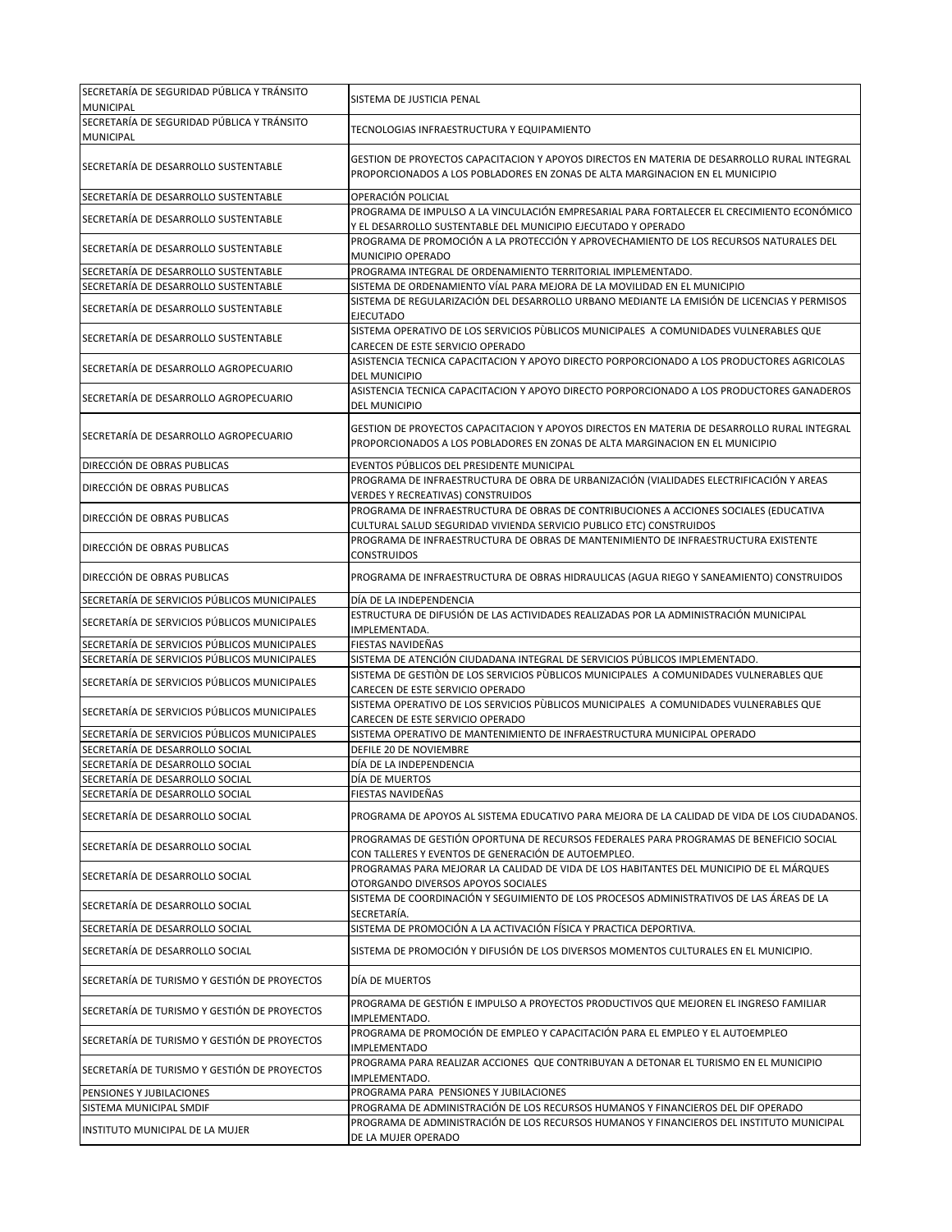| | |
|---|---|
| SECRETARÍA DE SEGURIDAD PÚBLICA Y TRÁNSITO MUNICIPAL | SISTEMA DE JUSTICIA PENAL |
| SECRETARÍA DE SEGURIDAD PÚBLICA Y TRÁNSITO MUNICIPAL | TECNOLOGIAS INFRAESTRUCTURA Y EQUIPAMIENTO |
| SECRETARÍA DE DESARROLLO SUSTENTABLE | GESTION DE PROYECTOS CAPACITACION Y APOYOS DIRECTOS EN MATERIA DE DESARROLLO RURAL INTEGRAL PROPORCIONADOS A LOS POBLADORES EN ZONAS DE ALTA MARGINACION EN EL MUNICIPIO |
| SECRETARÍA DE DESARROLLO SUSTENTABLE | OPERACIÓN POLICIAL |
| SECRETARÍA DE DESARROLLO SUSTENTABLE | PROGRAMA DE IMPULSO A LA VINCULACIÓN EMPRESARIAL PARA FORTALECER EL CRECIMIENTO ECONÓMICO Y EL DESARROLLO SUSTENTABLE DEL MUNICIPIO EJECUTADO Y OPERADO |
| SECRETARÍA DE DESARROLLO SUSTENTABLE | PROGRAMA DE PROMOCIÓN A LA PROTECCIÓN Y APROVECHAMIENTO DE LOS RECURSOS NATURALES DEL MUNICIPIO OPERADO |
| SECRETARÍA DE DESARROLLO SUSTENTABLE | PROGRAMA INTEGRAL DE ORDENAMIENTO TERRITORIAL IMPLEMENTADO. |
| SECRETARÍA DE DESARROLLO SUSTENTABLE | SISTEMA DE ORDENAMIENTO VÍAL PARA MEJORA DE LA MOVILIDAD EN EL MUNICIPIO |
| SECRETARÍA DE DESARROLLO SUSTENTABLE | SISTEMA DE REGULARIZACIÓN DEL DESARROLLO URBANO MEDIANTE LA EMISIÓN DE LICENCIAS Y PERMISOS EJECUTADO |
| SECRETARÍA DE DESARROLLO SUSTENTABLE | SISTEMA OPERATIVO DE LOS SERVICIOS PÙBLICOS MUNICIPALES A COMUNIDADES VULNERABLES QUE CARECEN DE ESTE SERVICIO OPERADO |
| SECRETARÍA DE DESARROLLO AGROPECUARIO | ASISTENCIA TECNICA CAPACITACION Y APOYO DIRECTO PORPORCIONADO A LOS PRODUCTORES AGRICOLAS DEL MUNICIPIO |
| SECRETARÍA DE DESARROLLO AGROPECUARIO | ASISTENCIA TECNICA CAPACITACION Y APOYO DIRECTO PORPORCIONADO A LOS PRODUCTORES GANADEROS DEL MUNICIPIO |
| SECRETARÍA DE DESARROLLO AGROPECUARIO | GESTION DE PROYECTOS CAPACITACION Y APOYOS DIRECTOS EN MATERIA DE DESARROLLO RURAL INTEGRAL PROPORCIONADOS A LOS POBLADORES EN ZONAS DE ALTA MARGINACION EN EL MUNICIPIO |
| DIRECCIÓN DE OBRAS PUBLICAS | EVENTOS PÚBLICOS DEL PRESIDENTE MUNICIPAL |
| DIRECCIÓN DE OBRAS PUBLICAS | PROGRAMA DE INFRAESTRUCTURA DE OBRA DE URBANIZACIÓN (VIALIDADES ELECTRIFICACIÓN Y AREAS VERDES Y RECREATIVAS) CONSTRUIDOS |
| DIRECCIÓN DE OBRAS PUBLICAS | PROGRAMA DE INFRAESTRUCTURA DE OBRAS DE CONTRIBUCIONES A ACCIONES SOCIALES (EDUCATIVA CULTURAL SALUD SEGURIDAD VIVIENDA SERVICIO PUBLICO ETC) CONSTRUIDOS |
| DIRECCIÓN DE OBRAS PUBLICAS | PROGRAMA DE INFRAESTRUCTURA DE OBRAS DE MANTENIMIENTO DE INFRAESTRUCTURA EXISTENTE CONSTRUIDOS |
| DIRECCIÓN DE OBRAS PUBLICAS | PROGRAMA DE INFRAESTRUCTURA DE OBRAS HIDRAULICAS (AGUA RIEGO Y SANEAMIENTO) CONSTRUIDOS |
| SECRETARÍA DE SERVICIOS PÚBLICOS MUNICIPALES | DÍA DE LA INDEPENDENCIA |
| SECRETARÍA DE SERVICIOS PÚBLICOS MUNICIPALES | ESTRUCTURA DE DIFUSIÓN DE LAS ACTIVIDADES REALIZADAS POR LA ADMINISTRACIÓN MUNICIPAL IMPLEMENTADA. |
| SECRETARÍA DE SERVICIOS PÚBLICOS MUNICIPALES | FIESTAS NAVIDEÑAS |
| SECRETARÍA DE SERVICIOS PÚBLICOS MUNICIPALES | SISTEMA DE ATENCIÓN CIUDADANA INTEGRAL DE SERVICIOS PÚBLICOS IMPLEMENTADO. |
| SECRETARÍA DE SERVICIOS PÚBLICOS MUNICIPALES | SISTEMA DE GESTIÒN DE LOS SERVICIOS PÙBLICOS MUNICIPALES A COMUNIDADES VULNERABLES QUE CARECEN DE ESTE SERVICIO OPERADO |
| SECRETARÍA DE SERVICIOS PÚBLICOS MUNICIPALES | SISTEMA OPERATIVO DE LOS SERVICIOS PÙBLICOS MUNICIPALES A COMUNIDADES VULNERABLES QUE CARECEN DE ESTE SERVICIO OPERADO |
| SECRETARÍA DE SERVICIOS PÚBLICOS MUNICIPALES | SISTEMA OPERATIVO DE MANTENIMIENTO DE INFRAESTRUCTURA MUNICIPAL OPERADO |
| SECRETARÍA DE DESARROLLO SOCIAL | DEFILE 20 DE NOVIEMBRE |
| SECRETARÍA DE DESARROLLO SOCIAL | DÍA DE LA INDEPENDENCIA |
| SECRETARÍA DE DESARROLLO SOCIAL | DÍA DE MUERTOS |
| SECRETARÍA DE DESARROLLO SOCIAL | FIESTAS NAVIDEÑAS |
| SECRETARÍA DE DESARROLLO SOCIAL | PROGRAMA DE APOYOS AL SISTEMA EDUCATIVO PARA MEJORA DE LA CALIDAD DE VIDA DE LOS CIUDADANOS. |
| SECRETARÍA DE DESARROLLO SOCIAL | PROGRAMAS DE GESTIÓN OPORTUNA DE RECURSOS FEDERALES PARA PROGRAMAS DE BENEFICIO SOCIAL CON TALLERES Y EVENTOS DE GENERACIÓN DE AUTOEMPLEO. |
| SECRETARÍA DE DESARROLLO SOCIAL | PROGRAMAS PARA MEJORAR LA CALIDAD DE VIDA DE LOS HABITANTES DEL MUNICIPIO DE EL MÁRQUES OTORGANDO DIVERSOS APOYOS SOCIALES |
| SECRETARÍA DE DESARROLLO SOCIAL | SISTEMA DE COORDINACIÓN Y SEGUIMIENTO DE LOS PROCESOS ADMINISTRATIVOS DE LAS ÁREAS DE LA SECRETARÍA. |
| SECRETARÍA DE DESARROLLO SOCIAL | SISTEMA DE PROMOCIÓN A LA ACTIVACIÓN FÍSICA Y PRACTICA DEPORTIVA. |
| SECRETARÍA DE DESARROLLO SOCIAL | SISTEMA DE PROMOCIÓN Y DIFUSIÓN DE LOS DIVERSOS MOMENTOS CULTURALES EN EL MUNICIPIO. |
| SECRETARÍA DE TURISMO Y GESTIÓN DE PROYECTOS | DÍA DE MUERTOS |
| SECRETARÍA DE TURISMO Y GESTIÓN DE PROYECTOS | PROGRAMA DE GESTIÓN E IMPULSO A PROYECTOS PRODUCTIVOS QUE MEJOREN EL INGRESO FAMILIAR IMPLEMENTADO. |
| SECRETARÍA DE TURISMO Y GESTIÓN DE PROYECTOS | PROGRAMA DE PROMOCIÓN DE EMPLEO Y CAPACITACIÓN PARA EL EMPLEO Y EL AUTOEMPLEO IMPLEMENTADO |
| SECRETARÍA DE TURISMO Y GESTIÓN DE PROYECTOS | PROGRAMA PARA REALIZAR ACCIONES QUE CONTRIBUYAN A DETONAR EL TURISMO EN EL MUNICIPIO IMPLEMENTADO. |
| PENSIONES Y JUBILACIONES | PROGRAMA PARA PENSIONES Y JUBILACIONES |
| SISTEMA MUNICIPAL SMDIF | PROGRAMA DE ADMINISTRACIÓN DE LOS RECURSOS HUMANOS Y FINANCIEROS DEL DIF OPERADO |
| INSTITUTO MUNICIPAL DE LA MUJER | PROGRAMA DE ADMINISTRACIÓN DE LOS RECURSOS HUMANOS Y FINANCIEROS DEL INSTITUTO MUNICIPAL DE LA MUJER OPERADO |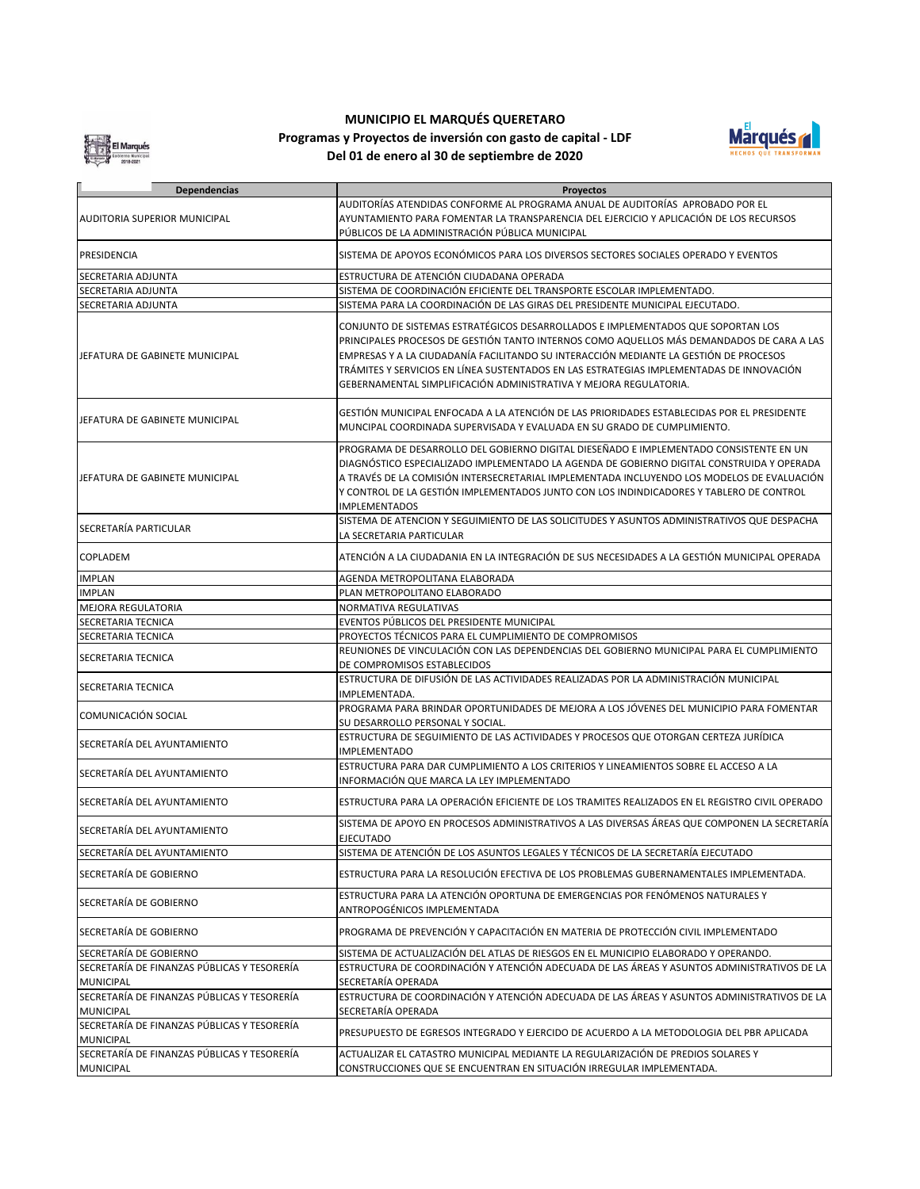# MUNICIPIO EL MARQUÉS QUERETARO

## Programas y Proyectos de inversión con gasto de capital - LDF

## Del 01 de enero al 30 de septiembre de 2020

| Dependencias | Proyectos |
|---|---|
| AUDITORIA SUPERIOR MUNICIPAL | AUDITORÍAS ATENDIDAS CONFORME AL PROGRAMA ANUAL DE AUDITORÍAS APROBADO POR EL AYUNTAMIENTO PARA FOMENTAR LA TRANSPARENCIA DEL EJERCICIO Y APLICACIÓN DE LOS RECURSOS PÚBLICOS DE LA ADMINISTRACIÓN PÚBLICA MUNICIPAL |
| PRESIDENCIA | SISTEMA DE APOYOS ECONÓMICOS PARA LOS DIVERSOS SECTORES SOCIALES OPERADO Y EVENTOS |
| SECRETARIA ADJUNTA | ESTRUCTURA DE ATENCIÓN CIUDADANA OPERADA |
| SECRETARIA ADJUNTA | SISTEMA DE COORDINACIÓN EFICIENTE DEL TRANSPORTE ESCOLAR IMPLEMENTADO. |
| SECRETARIA ADJUNTA | SISTEMA PARA LA COORDINACIÓN DE LAS GIRAS DEL PRESIDENTE MUNICIPAL EJECUTADO. |
| JEFATURA DE GABINETE MUNICIPAL | CONJUNTO DE SISTEMAS ESTRATÉGICOS DESARROLLADOS E IMPLEMENTADOS QUE SOPORTAN LOS PRINCIPALES PROCESOS DE GESTIÓN TANTO INTERNOS COMO AQUELLOS MÁS DEMANDADOS DE CARA A LAS EMPRESAS Y A LA CIUDADANÍA FACILITANDO SU INTERACCIÓN MEDIANTE LA GESTIÓN DE PROCESOS TRÁMITES Y SERVICIOS EN LÍNEA SUSTENTADOS EN LAS ESTRATEGIAS IMPLEMENTADAS DE INNOVACIÓN GEBERNAMENTAL SIMPLIFICACIÓN ADMINISTRATIVA Y MEJORA REGULATORIA. |
| JEFATURA DE GABINETE MUNICIPAL | GESTIÓN MUNICIPAL ENFOCADA A LA ATENCIÓN DE LAS PRIORIDADES ESTABLECIDAS POR EL PRESIDENTE MUNCIPAL COORDINADA SUPERVISADA Y EVALUADA EN SU GRADO DE CUMPLIMIENTO. |
| JEFATURA DE GABINETE MUNICIPAL | PROGRAMA DE DESARROLLO DEL GOBIERNO DIGITAL DIESEÑADO E IMPLEMENTADO CONSISTENTE EN UN DIAGNÓSTICO ESPECIALIZADO IMPLEMENTADO LA AGENDA DE GOBIERNO DIGITAL CONSTRUIDA Y OPERADA A TRAVÉS DE LA COMISIÓN INTERSECRETARIAL IMPLEMENTADA INCLUYENDO LOS MODELOS DE EVALUACIÓN Y CONTROL DE LA GESTIÓN IMPLEMENTADOS JUNTO CON LOS INDINDICADORES Y TABLERO DE CONTROL IMPLEMENTADOS |
| SECRETARÍA PARTICULAR | SISTEMA DE ATENCION Y SEGUIMIENTO DE LAS SOLICITUDES Y ASUNTOS ADMINISTRATIVOS QUE DESPACHA LA SECRETARIA PARTICULAR |
| COPLADEM | ATENCIÓN A LA CIUDADANIA EN LA INTEGRACIÓN DE SUS NECESIDADES A LA GESTIÓN MUNICIPAL OPERADA |
| IMPLAN | AGENDA METROPOLITANA ELABORADA |
| IMPLAN | PLAN METROPOLITANO ELABORADO |
| MEJORA REGULATORIA | NORMATIVA REGULATIVAS |
| SECRETARIA TECNICA | EVENTOS PÚBLICOS DEL PRESIDENTE MUNICIPAL |
| SECRETARIA TECNICA | PROYECTOS TÉCNICOS PARA EL CUMPLIMIENTO DE COMPROMISOS |
| SECRETARIA TECNICA | REUNIONES DE VINCULACIÓN CON LAS DEPENDENCIAS DEL GOBIERNO MUNICIPAL PARA EL CUMPLIMIENTO DE COMPROMISOS ESTABLECIDOS |
| SECRETARIA TECNICA | ESTRUCTURA DE DIFUSIÓN DE LAS ACTIVIDADES REALIZADAS POR LA ADMINISTRACIÓN MUNICIPAL IMPLEMENTADA. |
| COMUNICACIÓN SOCIAL | PROGRAMA PARA BRINDAR OPORTUNIDADES DE MEJORA A LOS JÓVENES DEL MUNICIPIO PARA FOMENTAR SU DESARROLLO PERSONAL Y SOCIAL. |
| SECRETARÍA DEL AYUNTAMIENTO | ESTRUCTURA DE SEGUIMIENTO DE LAS ACTIVIDADES Y PROCESOS QUE OTORGAN CERTEZA JURÍDICA IMPLEMENTADO |
| SECRETARÍA DEL AYUNTAMIENTO | ESTRUCTURA PARA DAR CUMPLIMIENTO A LOS CRITERIOS Y LINEAMIENTOS SOBRE EL ACCESO A LA INFORMACIÓN QUE MARCA LA LEY IMPLEMENTADO |
| SECRETARÍA DEL AYUNTAMIENTO | ESTRUCTURA PARA LA OPERACIÓN EFICIENTE DE LOS TRAMITES REALIZADOS EN EL REGISTRO CIVIL OPERADO |
| SECRETARÍA DEL AYUNTAMIENTO | SISTEMA DE APOYO EN PROCESOS ADMINISTRATIVOS A LAS DIVERSAS ÁREAS QUE COMPONEN LA SECRETARÍA EJECUTADO |
| SECRETARÍA DEL AYUNTAMIENTO | SISTEMA DE ATENCIÓN DE LOS ASUNTOS LEGALES Y TÉCNICOS DE LA SECRETARÍA EJECUTADO |
| SECRETARÍA DE GOBIERNO | ESTRUCTURA PARA LA RESOLUCIÓN EFECTIVA DE LOS PROBLEMAS GUBERNAMENTALES IMPLEMENTADA. |
| SECRETARÍA DE GOBIERNO | ESTRUCTURA PARA LA ATENCIÓN OPORTUNA DE EMERGENCIAS POR FENÓMENOS NATURALES Y ANTROPOGÉNICOS IMPLEMENTADA |
| SECRETARÍA DE GOBIERNO | PROGRAMA DE PREVENCIÓN Y CAPACITACIÓN EN MATERIA DE PROTECCIÓN CIVIL IMPLEMENTADO |
| SECRETARÍA DE GOBIERNO | SISTEMA DE ACTUALIZACIÓN DEL ATLAS DE RIESGOS EN EL MUNICIPIO ELABORADO Y OPERANDO. |
| SECRETARÍA DE FINANZAS PÚBLICAS Y TESORERÍA MUNICIPAL | ESTRUCTURA DE COORDINACIÓN Y ATENCIÓN ADECUADA DE LAS ÁREAS Y ASUNTOS ADMINISTRATIVOS DE LA SECRETARÍA OPERADA |
| SECRETARÍA DE FINANZAS PÚBLICAS Y TESORERÍA MUNICIPAL | ESTRUCTURA DE COORDINACIÓN Y ATENCIÓN ADECUADA DE LAS ÁREAS Y ASUNTOS ADMINISTRATIVOS DE LA SECRETARÍA OPERADA |
| SECRETARÍA DE FINANZAS PÚBLICAS Y TESORERÍA MUNICIPAL | PRESUPUESTO DE EGRESOS INTEGRADO Y EJERCIDO DE ACUERDO A LA METODOLOGIA DEL PBR APLICADA |
| SECRETARÍA DE FINANZAS PÚBLICAS Y TESORERÍA MUNICIPAL | ACTUALIZAR EL CATASTRO MUNICIPAL MEDIANTE LA REGULARIZACIÓN DE PREDIOS SOLARES Y CONSTRUCCIONES QUE SE ENCUENTRAN EN SITUACIÓN IRREGULAR IMPLEMENTADA. |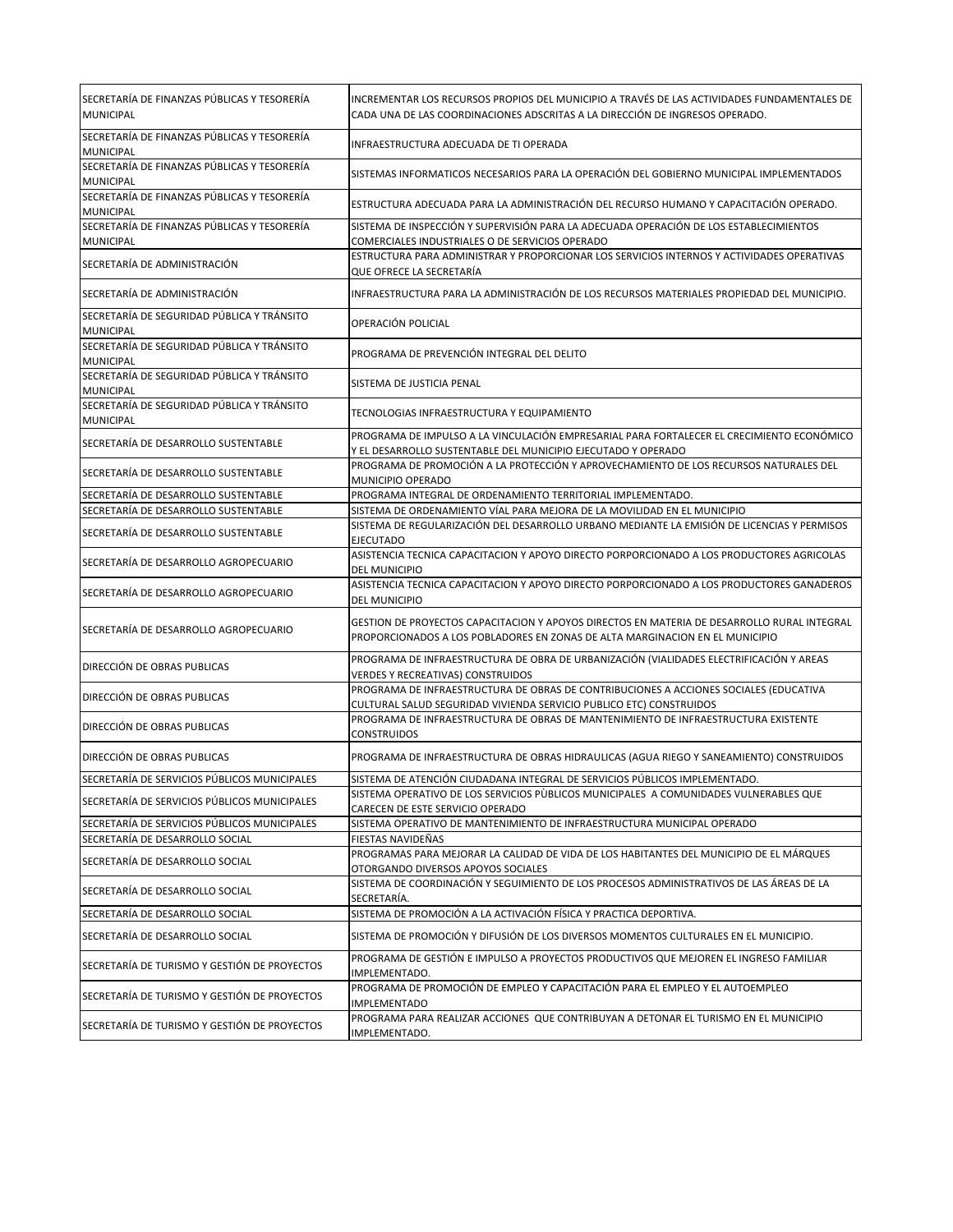| | |
|---|---|
| SECRETARÍA DE FINANZAS PÚBLICAS Y TESORERÍA MUNICIPAL | INCREMENTAR LOS RECURSOS PROPIOS DEL MUNICIPIO A TRAVÉS DE LAS ACTIVIDADES FUNDAMENTALES DE CADA UNA DE LAS COORDINACIONES ADSCRITAS A LA DIRECCIÓN DE INGRESOS OPERADO. |
| SECRETARÍA DE FINANZAS PÚBLICAS Y TESORERÍA MUNICIPAL | INFRAESTRUCTURA ADECUADA DE TI OPERADA |
| SECRETARÍA DE FINANZAS PÚBLICAS Y TESORERÍA MUNICIPAL | SISTEMAS INFORMATICOS NECESARIOS PARA LA OPERACIÓN DEL GOBIERNO MUNICIPAL IMPLEMENTADOS |
| SECRETARÍA DE FINANZAS PÚBLICAS Y TESORERÍA MUNICIPAL | ESTRUCTURA ADECUADA PARA LA ADMINISTRACIÓN DEL RECURSO HUMANO Y CAPACITACIÓN OPERADO. |
| SECRETARÍA DE FINANZAS PÚBLICAS Y TESORERÍA MUNICIPAL | SISTEMA DE INSPECCIÓN Y SUPERVISIÓN PARA LA ADECUADA OPERACIÓN DE LOS ESTABLECIMIENTOS COMERCIALES INDUSTRIALES O DE SERVICIOS OPERADO |
| SECRETARÍA DE ADMINISTRACIÓN | ESTRUCTURA PARA ADMINISTRAR Y PROPORCIONAR LOS SERVICIOS INTERNOS Y ACTIVIDADES OPERATIVAS QUE OFRECE LA SECRETARÍA |
| SECRETARÍA DE ADMINISTRACIÓN | INFRAESTRUCTURA PARA LA ADMINISTRACIÓN DE LOS RECURSOS MATERIALES PROPIEDAD DEL MUNICIPIO. |
| SECRETARÍA DE SEGURIDAD PÚBLICA Y TRÁNSITO MUNICIPAL | OPERACIÓN POLICIAL |
| SECRETARÍA DE SEGURIDAD PÚBLICA Y TRÁNSITO MUNICIPAL | PROGRAMA DE PREVENCIÓN INTEGRAL DEL DELITO |
| SECRETARÍA DE SEGURIDAD PÚBLICA Y TRÁNSITO MUNICIPAL | SISTEMA DE JUSTICIA PENAL |
| SECRETARÍA DE SEGURIDAD PÚBLICA Y TRÁNSITO MUNICIPAL | TECNOLOGIAS INFRAESTRUCTURA Y EQUIPAMIENTO |
| SECRETARÍA DE DESARROLLO SUSTENTABLE | PROGRAMA DE IMPULSO A LA VINCULACIÓN EMPRESARIAL PARA FORTALECER EL CRECIMIENTO ECONÓMICO Y EL DESARROLLO SUSTENTABLE DEL MUNICIPIO EJECUTADO Y OPERADO |
| SECRETARÍA DE DESARROLLO SUSTENTABLE | PROGRAMA DE PROMOCIÓN A LA PROTECCIÓN Y APROVECHAMIENTO DE LOS RECURSOS NATURALES DEL MUNICIPIO OPERADO |
| SECRETARÍA DE DESARROLLO SUSTENTABLE | PROGRAMA INTEGRAL DE ORDENAMIENTO TERRITORIAL IMPLEMENTADO. |
| SECRETARÍA DE DESARROLLO SUSTENTABLE | SISTEMA DE ORDENAMIENTO VÍAL PARA MEJORA DE LA MOVILIDAD EN EL MUNICIPIO |
| SECRETARÍA DE DESARROLLO SUSTENTABLE | SISTEMA DE REGULARIZACIÓN DEL DESARROLLO URBANO MEDIANTE LA EMISIÓN DE LICENCIAS Y PERMISOS EJECUTADO |
| SECRETARÍA DE DESARROLLO AGROPECUARIO | ASISTENCIA TECNICA CAPACITACION Y APOYO DIRECTO PORPORCIONADO A LOS PRODUCTORES AGRICOLAS DEL MUNICIPIO |
| SECRETARÍA DE DESARROLLO AGROPECUARIO | ASISTENCIA TECNICA CAPACITACION Y APOYO DIRECTO PORPORCIONADO A LOS PRODUCTORES GANADEROS DEL MUNICIPIO |
| SECRETARÍA DE DESARROLLO AGROPECUARIO | GESTION DE PROYECTOS CAPACITACION Y APOYOS DIRECTOS EN MATERIA DE DESARROLLO RURAL INTEGRAL PROPORCIONADOS A LOS POBLADORES EN ZONAS DE ALTA MARGINACION EN EL MUNICIPIO |
| DIRECCIÓN DE OBRAS PUBLICAS | PROGRAMA DE INFRAESTRUCTURA DE OBRA DE URBANIZACIÓN (VIALIDADES ELECTRIFICACIÓN Y AREAS VERDES Y RECREATIVAS) CONSTRUIDOS |
| DIRECCIÓN DE OBRAS PUBLICAS | PROGRAMA DE INFRAESTRUCTURA DE OBRAS DE CONTRIBUCIONES A ACCIONES SOCIALES (EDUCATIVA CULTURAL SALUD SEGURIDAD VIVIENDA SERVICIO PUBLICO ETC) CONSTRUIDOS |
| DIRECCIÓN DE OBRAS PUBLICAS | PROGRAMA DE INFRAESTRUCTURA DE OBRAS DE MANTENIMIENTO DE INFRAESTRUCTURA EXISTENTE CONSTRUIDOS |
| DIRECCIÓN DE OBRAS PUBLICAS | PROGRAMA DE INFRAESTRUCTURA DE OBRAS HIDRAULICAS (AGUA RIEGO Y SANEAMIENTO) CONSTRUIDOS |
| SECRETARÍA DE SERVICIOS PÚBLICOS MUNICIPALES | SISTEMA DE ATENCIÓN CIUDADANA INTEGRAL DE SERVICIOS PÚBLICOS IMPLEMENTADO. |
| SECRETARÍA DE SERVICIOS PÚBLICOS MUNICIPALES | SISTEMA OPERATIVO DE LOS SERVICIOS PÙBLICOS MUNICIPALES A COMUNIDADES VULNERABLES QUE CARECEN DE ESTE SERVICIO OPERADO |
| SECRETARÍA DE SERVICIOS PÚBLICOS MUNICIPALES | SISTEMA OPERATIVO DE MANTENIMIENTO DE INFRAESTRUCTURA MUNICIPAL OPERADO |
| SECRETARÍA DE DESARROLLO SOCIAL | FIESTAS NAVIDEÑAS |
| SECRETARÍA DE DESARROLLO SOCIAL | PROGRAMAS PARA MEJORAR LA CALIDAD DE VIDA DE LOS HABITANTES DEL MUNICIPIO DE EL MÁRQUES OTORGANDO DIVERSOS APOYOS SOCIALES |
| SECRETARÍA DE DESARROLLO SOCIAL | SISTEMA DE COORDINACIÓN Y SEGUIMIENTO DE LOS PROCESOS ADMINISTRATIVOS DE LAS ÁREAS DE LA SECRETARÍA. |
| SECRETARÍA DE DESARROLLO SOCIAL | SISTEMA DE PROMOCIÓN A LA ACTIVACIÓN FÍSICA Y PRACTICA DEPORTIVA. |
| SECRETARÍA DE DESARROLLO SOCIAL | SISTEMA DE PROMOCIÓN Y DIFUSIÓN DE LOS DIVERSOS MOMENTOS CULTURALES EN EL MUNICIPIO. |
| SECRETARÍA DE TURISMO Y GESTIÓN DE PROYECTOS | PROGRAMA DE GESTIÓN E IMPULSO A PROYECTOS PRODUCTIVOS QUE MEJOREN EL INGRESO FAMILIAR IMPLEMENTADO. |
| SECRETARÍA DE TURISMO Y GESTIÓN DE PROYECTOS | PROGRAMA DE PROMOCIÓN DE EMPLEO Y CAPACITACIÓN PARA EL EMPLEO Y EL AUTOEMPLEO IMPLEMENTADO |
| SECRETARÍA DE TURISMO Y GESTIÓN DE PROYECTOS | PROGRAMA PARA REALIZAR ACCIONES QUE CONTRIBUYAN A DETONAR EL TURISMO EN EL MUNICIPIO IMPLEMENTADO. |